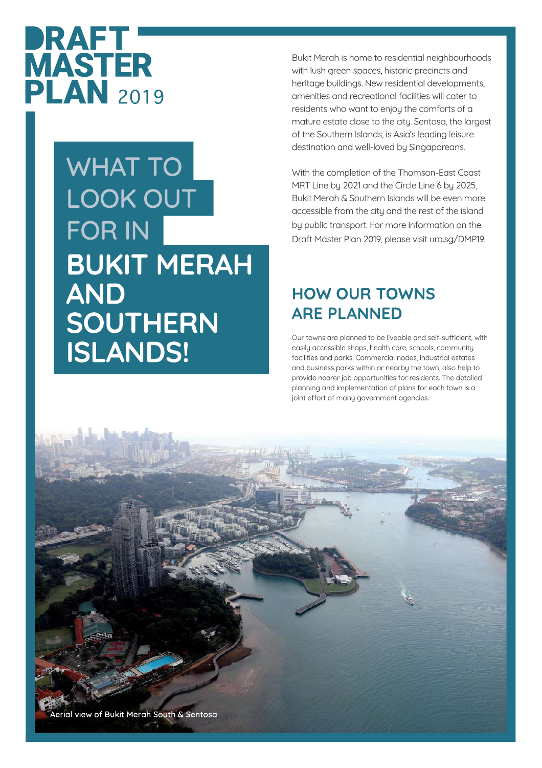# DRAFT MASTER PLAN 2019

# WHAT TO LOOK OUT FOR IN BUKIT MERAH AND SOUTHERN ISLANDS!

Bukit Merah is home to residential neighbourhoods with lush green spaces, historic precincts and heritage buildings. New residential developments, amenities and recreational facilities will cater to residents who want to enjoy the comforts of a mature estate close to the city. Sentosa, the largest of the Southern Islands, is Asia's leading leisure destination and well-loved by Singaporeans.

With the completion of the Thomson-East Coast MRT Line by 2021 and the Circle Line 6 by 2025, Bukit Merah & Southern Islands will be even more accessible from the city and the rest of the island by public transport. For more information on the Draft Master Plan 2019, please visit ura.sg/DMP19.

## HOW OUR TOWNS ARE PLANNED

Our towns are planned to be liveable and self-sufficient, with easily accessible shops, health care, schools, community facilities and parks. Commercial nodes, industrial estates and business parks within or nearby the town, also help to provide nearer job opportunities for residents. The detailed planning and implementation of plans for each town is a joint effort of many government agencies.

Aerial view of Bukit Merah South & Sentosa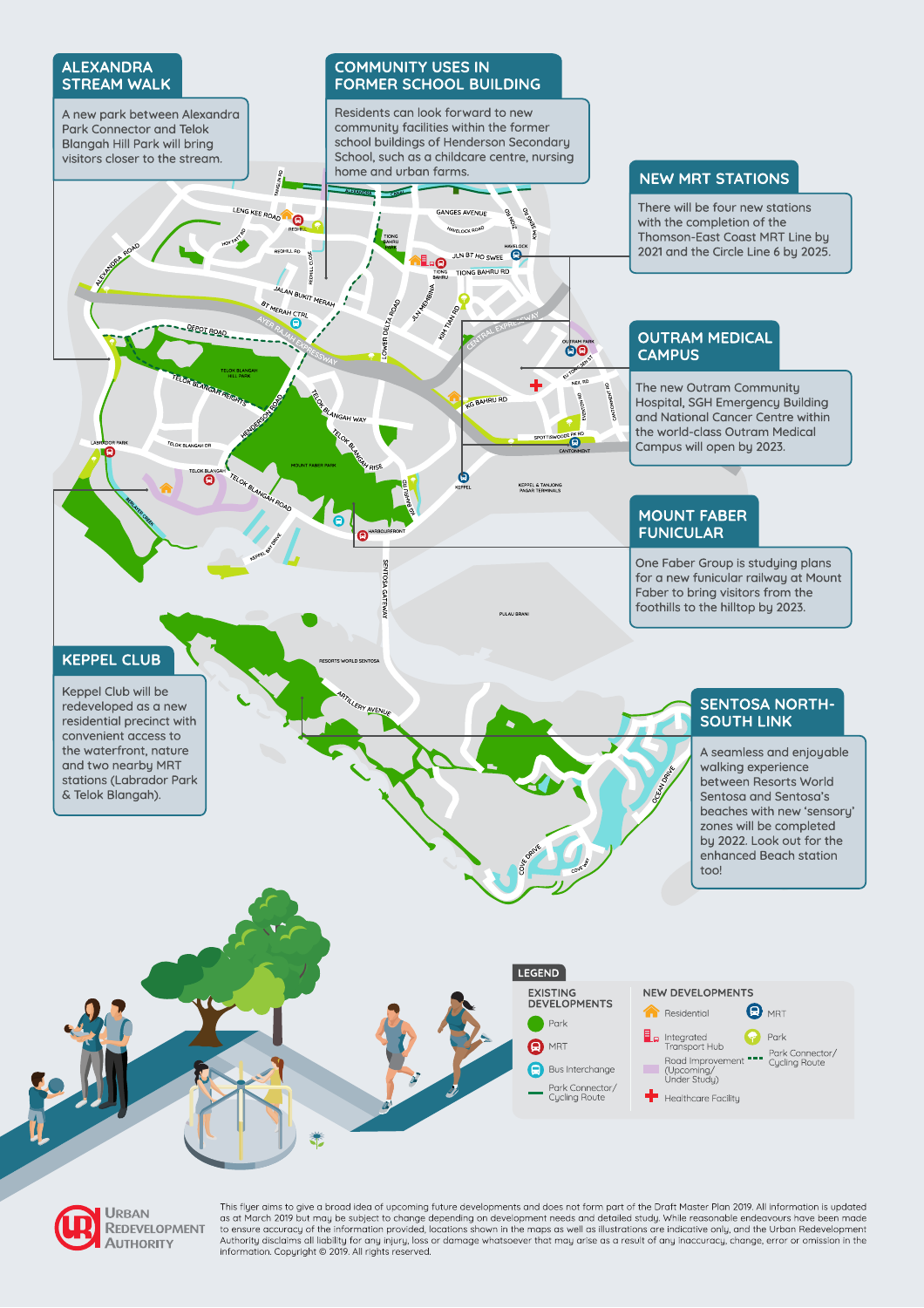## ALEXANDRA STREAM WALK

A new park between Alexandra Park Connector and Telok Blangah Hill Park will bring visitors closer to the stream.

## COMMUNITY USES IN FORMER SCHOOL BUILDING

Residents can look forward to new community facilities within the former school buildings of Henderson Secondary School, such as a childcare centre, nursing home and urban farms.

## NEW MRT STATIONS

There will be four new stations with the completion of the Thomson-East Coast MRT Line by 2021 and the Circle Line 6 by 2025.

## OUTRAM MEDICAL CAMPUS

The new Outram Community Hospital, SGH Emergency Building and National Cancer Centre within the world-class Outram Medical Campus will open by 2023.

## MOUNT FABER FUNICULAR

One Faber Group is studying plans for a new funicular railway at Mount Faber to bring visitors from the foothills to the hilltop by 2023.

## KEPPEL CLUB

Keppel Club will be redeveloped as a new residential precinct with convenient access to the waterfront, nature and two nearby MRT stations (Labrador Park & Telok Blangah).

## SENTOSA NORTH-SOUTH LINK

A seamless and enjoyable walking experience between Resorts World Sentosa and Sentosa's beaches with new 'sensory' zones will be completed by 2022. Look out for the enhanced Beach station too!

LENG KEE ROAD
ALEXANDRA ROAD
REDHILL
REDHILL RD
GANGES AVENUE
HAVELOCK ROAD
JLN BT HO SWEE
TIONG BAHRU
TIONG BAHRU RD
TIONG BAHRU PARK
JALAN BUKIT MERAH
BT MERAH CTRL
AYER RAJAH EXPRESSWAY
DEPOT ROAD
TELOK BLANGAH HILL PARK
TELOK BLANGAH HEIGHTS
HENDERSON ROAD
LOWER DELTA ROAD
JLN MERBAU
KIM TIAN RD
CENTRAL EXPRESSWAY
OUTRAM PARK
EU TONG SEN ST
NEIL RD
KG BAHRU RD
SPOTTISWOODE PK RD
CANTONMENT
KEPPEL
KEPPEL & TANJONG PAGAR TERMINALS
TELOK BLANGAH WAY
TELOK BLANGAH RISE
MOUNT FABER PARK
TELOK BLANGAH DR
LABRADOR PARK
TELOK BLANGAH
TELOK BLANGAH ROAD
BERLAYER CREEK
KEPPEL BAY DRIVE
HARBOURFRONT
SENTOSA GATEWAY
PULAU BRANI
RESORTS WORLD SENTOSA
ARTILLERY AVENUE
OCEAN DRIVE
COVE DRIVE
COVE WAY

### LEGEND

**EXISTING DEVELOPMENTS**
- Park
- MRT
- Bus Interchange
- Park Connector/ Cycling Route

**NEW DEVELOPMENTS**
- Residential
- Integrated Transport Hub
- Road Improvement (Upcoming/ Under Study)
- Healthcare Facility
- MRT
- Park
- Park Connector/ Cycling Route

URBAN REDEVELOPMENT AUTHORITY

This flyer aims to give a broad idea of upcoming future developments and does not form part of the Draft Master Plan 2019. All information is updated as at March 2019 but may be subject to change depending on development needs and detailed study. While reasonable endeavours have been made to ensure accuracy of the information provided, locations shown in the maps as well as illustrations are indicative only, and the Urban Redevelopment Authority disclaims all liability for any injury, loss or damage whatsoever that may arise as a result of any inaccuracy, change, error or omission in the information. Copyright © 2019. All rights reserved.